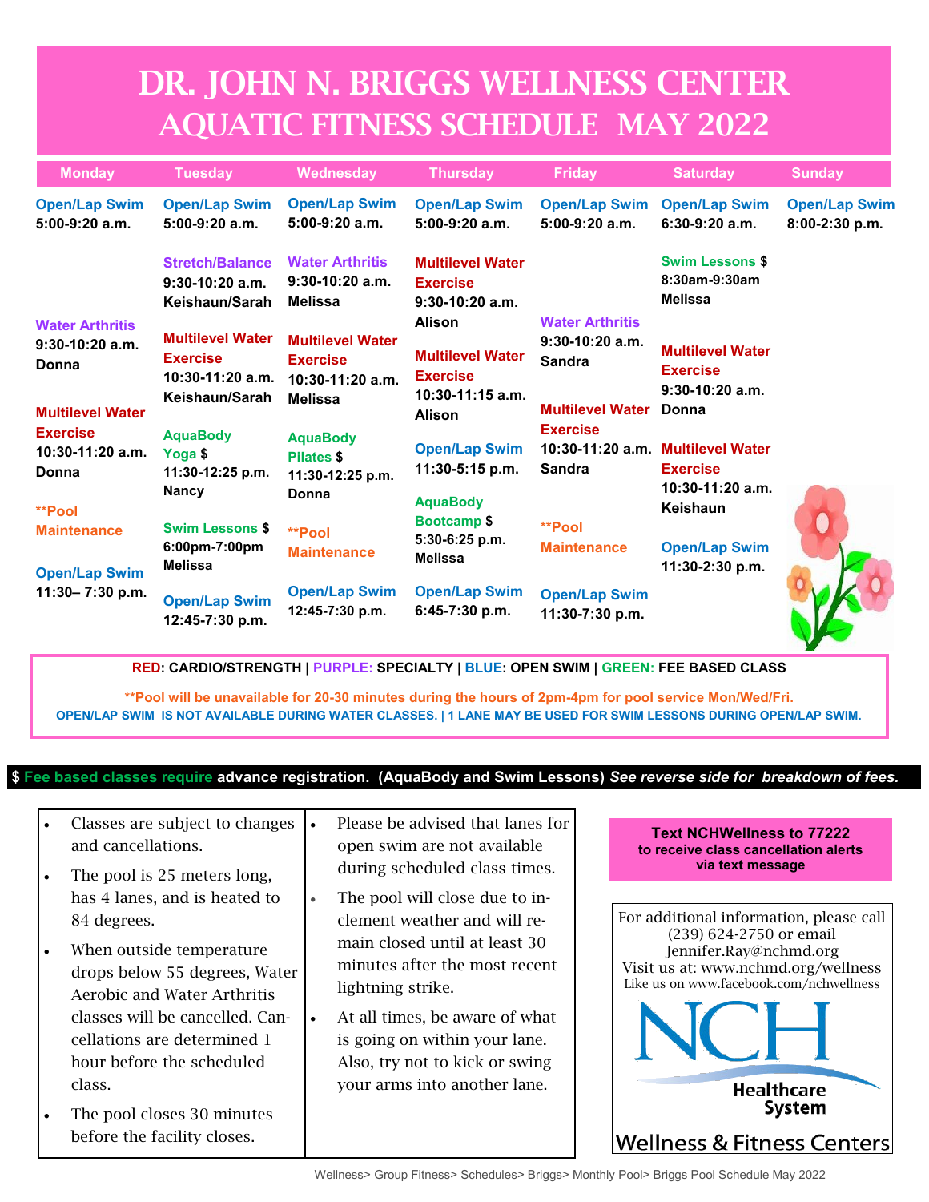# DR. JOHN N. BRIGGS WELLNESS CENTER
## AQUATIC FITNESS SCHEDULE MAY 2022

| Monday | Tuesday | Wednesday | Thursday | Friday | Saturday | Sunday |
|---|---|---|---|---|---|---|
| **Open/Lap Swim** 5:00-9:20 a.m. | **Open/Lap Swim** 5:00-9:20 a.m. | **Open/Lap Swim** 5:00-9:20 a.m. | **Open/Lap Swim** 5:00-9:20 a.m. | **Open/Lap Swim** 5:00-9:20 a.m. | **Open/Lap Swim** 6:30-9:20 a.m. | **Open/Lap Swim** 8:00-2:30 p.m. |
| **Water Arthritis** 9:30-10:20 a.m. Donna | **Stretch/Balance** 9:30-10:20 a.m. Keishaun/Sarah | **Water Arthritis** 9:30-10:20 a.m. Melissa | **Multilevel Water Exercise** 9:30-10:20 a.m. Alison | **Water Arthritis** 9:30-10:20 a.m. Sandra | **Swim Lessons $** 8:30am-9:30am Melissa | |
| **Multilevel Water Exercise** 10:30-11:20 a.m. Donna | **Multilevel Water Exercise** 10:30-11:20 a.m. Keishaun/Sarah | **Multilevel Water Exercise** 10:30-11:20 a.m. Melissa | **Multilevel Water Exercise** 10:30-11:15 a.m. Alison | **Multilevel Water Exercise** 10:30-11:20 a.m. Sandra | **Multilevel Water Exercise** 9:30-10:20 a.m. Donna | |
| **\*\*Pool Maintenance** | **AquaBody Yoga $** 11:30-12:25 p.m. Nancy | **AquaBody Pilates $** 11:30-12:25 p.m. Donna | **Open/Lap Swim** 11:30-5:15 p.m. | **\*\*Pool Maintenance** | **Multilevel Water Exercise** 10:30-11:20 a.m. Keishaun | |
| **Open/Lap Swim** 11:30– 7:30 p.m. | **Swim Lessons $** 6:00pm-7:00pm Melissa | **\*\*Pool Maintenance** | **AquaBody Bootcamp $** 5:30-6:25 p.m. Melissa | **Open/Lap Swim** 11:30-7:30 p.m. | **Open/Lap Swim** 11:30-2:30 p.m. | |
| | **Open/Lap Swim** 12:45-7:30 p.m. | **Open/Lap Swim** 12:45-7:30 p.m. | **Open/Lap Swim** 6:45-7:30 p.m. | | | |

**RED: CARDIO/STRENGTH | PURPLE: SPECIALTY | BLUE: OPEN SWIM | GREEN: FEE BASED CLASS**

**\*\*Pool will be unavailable for 20-30 minutes during the hours of 2pm-4pm for pool service Mon/Wed/Fri.**

**OPEN/LAP SWIM IS NOT AVAILABLE DURING WATER CLASSES. | 1 LANE MAY BE USED FOR SWIM LESSONS DURING OPEN/LAP SWIM.**

**$ Fee based classes require advance registration. (AquaBody and Swim Lessons)** ***See reverse side for breakdown of fees.***

- Classes are subject to changes and cancellations.
- The pool is 25 meters long, has 4 lanes, and is heated to 84 degrees.
- When outside temperature drops below 55 degrees, Water Aerobic and Water Arthritis classes will be cancelled. Cancellations are determined 1 hour before the scheduled class.
- The pool closes 30 minutes before the facility closes.
- Please be advised that lanes for open swim are not available during scheduled class times.
- The pool will close due to inclement weather and will remain closed until at least 30 minutes after the most recent lightning strike.
- At all times, be aware of what is going on within your lane. Also, try not to kick or swing your arms into another lane.

**Text NCHWellness to 77222 to receive class cancellation alerts via text message**

For additional information, please call (239) 624-2750 or email Jennifer.Ray@nchmd.org
Visit us at: www.nchmd.org/wellness
Like us on www.facebook.com/nchwellness

NCH Healthcare System
Wellness & Fitness Centers

Wellness> Group Fitness> Schedules> Briggs> Monthly Pool> Briggs Pool Schedule May 2022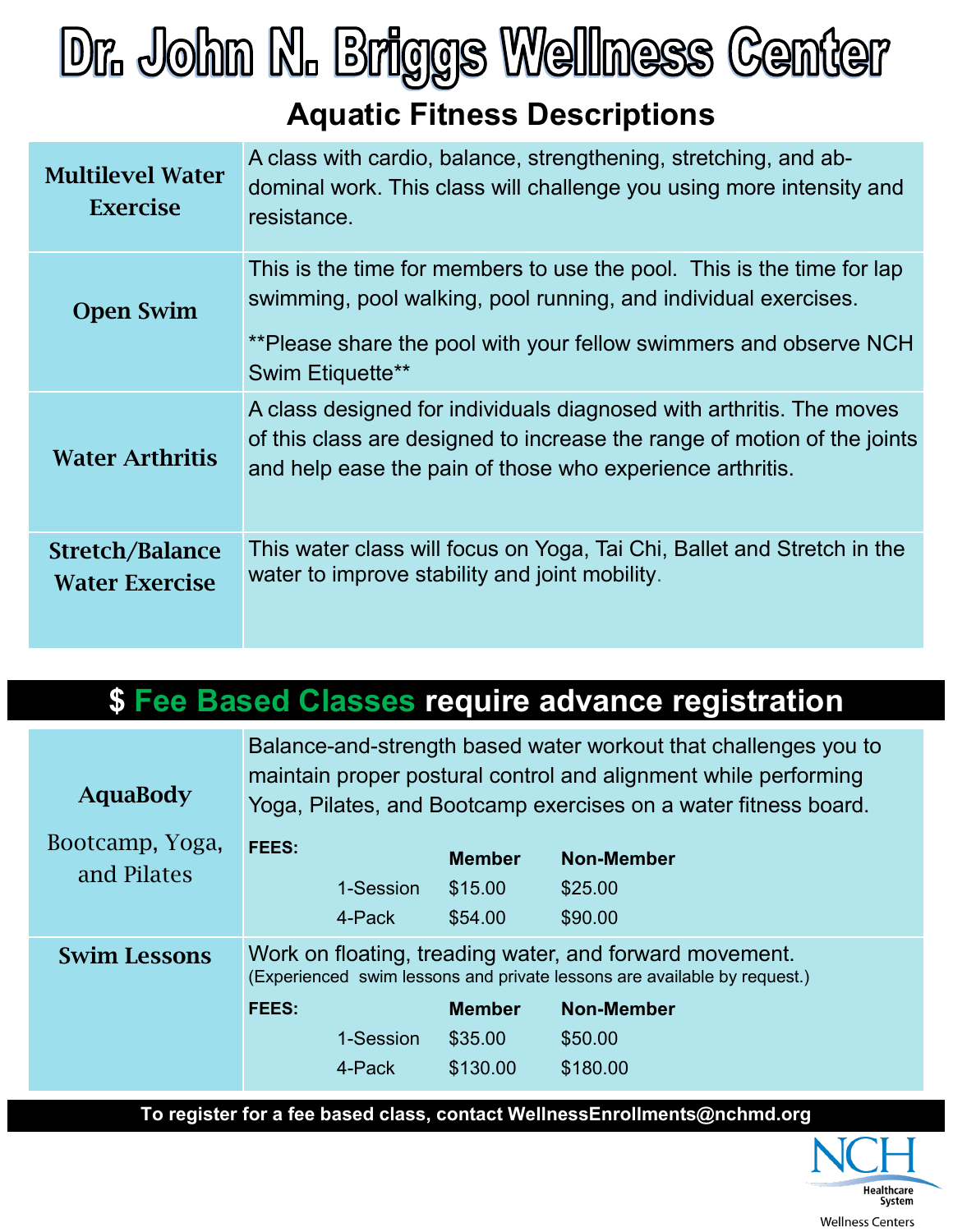# Dr. John N. Briggs Wellness Center

## Aquatic Fitness Descriptions

| | |
|---|---|
| **Multilevel Water Exercise** | A class with cardio, balance, strengthening, stretching, and abdominal work. This class will challenge you using more intensity and resistance. |
| **Open Swim** | This is the time for members to use the pool. This is the time for lap swimming, pool walking, pool running, and individual exercises.<br><br>**Please share the pool with your fellow swimmers and observe NCH Swim Etiquette** |
| **Water Arthritis** | A class designed for individuals diagnosed with arthritis. The moves of this class are designed to increase the range of motion of the joints and help ease the pain of those who experience arthritis. |
| **Stretch/Balance Water Exercise** | This water class will focus on Yoga, Tai Chi, Ballet and Stretch in the water to improve stability and joint mobility. |

## $ Fee Based Classes require advance registration

**AquaBody**

Bootcamp, Yoga, and Pilates

Balance-and-strength based water workout that challenges you to maintain proper postural control and alignment while performing Yoga, Pilates, and Bootcamp exercises on a water fitness board.

**FEES:**

| | Member | Non-Member |
|---|---|---|
| 1-Session | $15.00 | $25.00 |
| 4-Pack | $54.00 | $90.00 |

**Swim Lessons**

Work on floating, treading water, and forward movement.
(Experienced swim lessons and private lessons are available by request.)

**FEES:**

| | Member | Non-Member |
|---|---|---|
| 1-Session | $35.00 | $50.00 |
| 4-Pack | $130.00 | $180.00 |

**To register for a fee based class, contact WellnessEnrollments@nchmd.org**

NCH Healthcare System

Wellness Centers